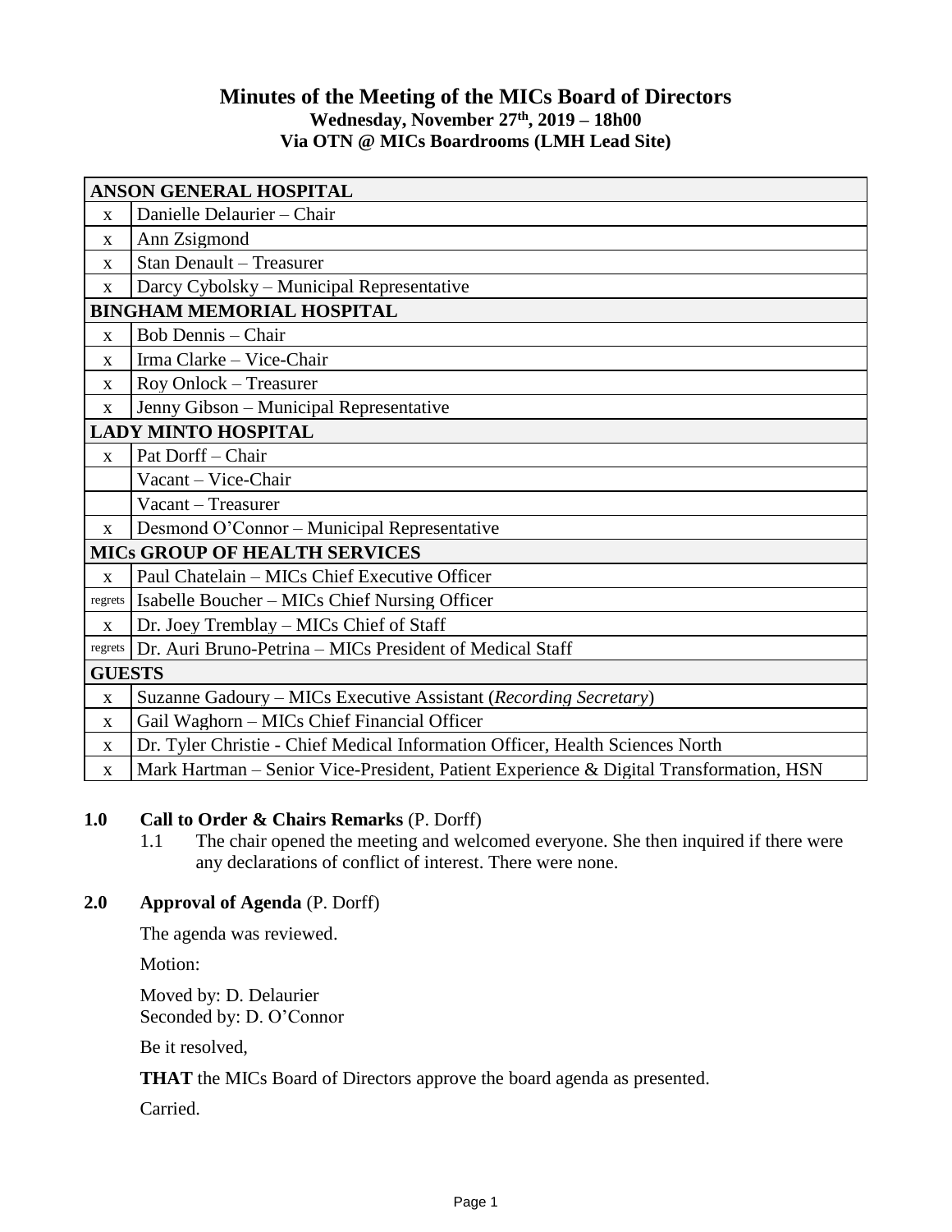# Minutes of the Meeting of the MICs Board of Directors

**Wednesday, November 27th, 2019 – 18h00**
**Via OTN @ MICs Boardrooms (LMH Lead Site)**

| | |
|---|---|
| **ANSON GENERAL HOSPITAL** | |
| x | Danielle Delaurier – Chair |
| x | Ann Zsigmond |
| x | Stan Denault – Treasurer |
| x | Darcy Cybolsky – Municipal Representative |
| **BINGHAM MEMORIAL HOSPITAL** | |
| x | Bob Dennis – Chair |
| x | Irma Clarke – Vice-Chair |
| x | Roy Onlock – Treasurer |
| x | Jenny Gibson – Municipal Representative |
| **LADY MINTO HOSPITAL** | |
| x | Pat Dorff – Chair |
| | Vacant – Vice-Chair |
| | Vacant – Treasurer |
| x | Desmond O'Connor – Municipal Representative |
| **MICs GROUP OF HEALTH SERVICES** | |
| x | Paul Chatelain – MICs Chief Executive Officer |
| regrets | Isabelle Boucher – MICs Chief Nursing Officer |
| x | Dr. Joey Tremblay – MICs Chief of Staff |
| regrets | Dr. Auri Bruno-Petrina – MICs President of Medical Staff |
| **GUESTS** | |
| x | Suzanne Gadoury – MICs Executive Assistant (*Recording Secretary*) |
| x | Gail Waghorn – MICs Chief Financial Officer |
| x | Dr. Tyler Christie - Chief Medical Information Officer, Health Sciences North |
| x | Mark Hartman – Senior Vice-President, Patient Experience & Digital Transformation, HSN |

**1.0 Call to Order & Chairs Remarks** (P. Dorff)

1.1 The chair opened the meeting and welcomed everyone. She then inquired if there were any declarations of conflict of interest. There were none.

**2.0 Approval of Agenda** (P. Dorff)

The agenda was reviewed.

Motion:

Moved by: D. Delaurier
Seconded by: D. O'Connor

Be it resolved,

**THAT** the MICs Board of Directors approve the board agenda as presented.

Carried.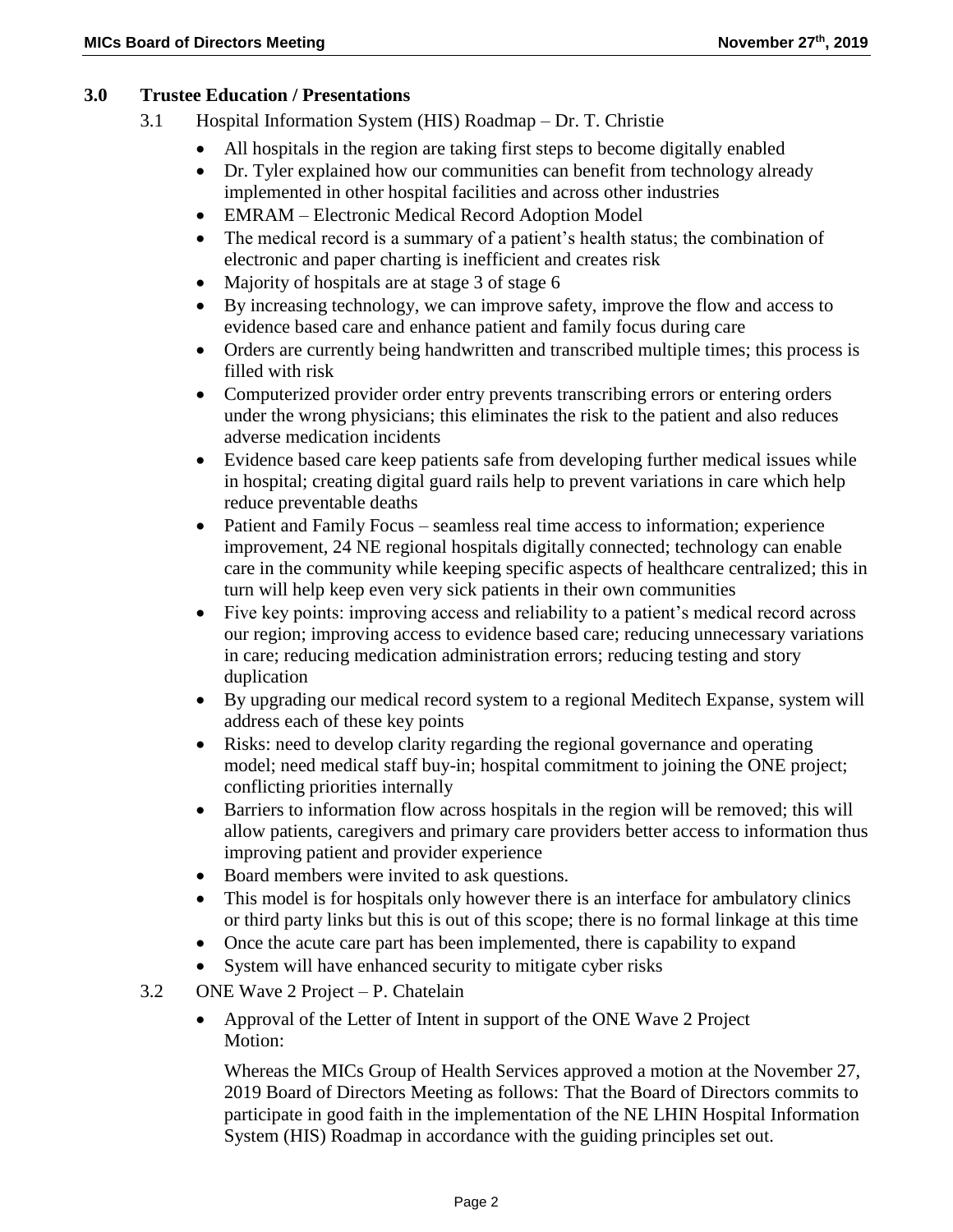## 3.0 Trustee Education / Presentations

3.1 Hospital Information System (HIS) Roadmap – Dr. T. Christie

- All hospitals in the region are taking first steps to become digitally enabled
- Dr. Tyler explained how our communities can benefit from technology already implemented in other hospital facilities and across other industries
- EMRAM – Electronic Medical Record Adoption Model
- The medical record is a summary of a patient's health status; the combination of electronic and paper charting is inefficient and creates risk
- Majority of hospitals are at stage 3 of stage 6
- By increasing technology, we can improve safety, improve the flow and access to evidence based care and enhance patient and family focus during care
- Orders are currently being handwritten and transcribed multiple times; this process is filled with risk
- Computerized provider order entry prevents transcribing errors or entering orders under the wrong physicians; this eliminates the risk to the patient and also reduces adverse medication incidents
- Evidence based care keep patients safe from developing further medical issues while in hospital; creating digital guard rails help to prevent variations in care which help reduce preventable deaths
- Patient and Family Focus – seamless real time access to information; experience improvement, 24 NE regional hospitals digitally connected; technology can enable care in the community while keeping specific aspects of healthcare centralized; this in turn will help keep even very sick patients in their own communities
- Five key points: improving access and reliability to a patient's medical record across our region; improving access to evidence based care; reducing unnecessary variations in care; reducing medication administration errors; reducing testing and story duplication
- By upgrading our medical record system to a regional Meditech Expanse, system will address each of these key points
- Risks: need to develop clarity regarding the regional governance and operating model; need medical staff buy-in; hospital commitment to joining the ONE project; conflicting priorities internally
- Barriers to information flow across hospitals in the region will be removed; this will allow patients, caregivers and primary care providers better access to information thus improving patient and provider experience
- Board members were invited to ask questions.
- This model is for hospitals only however there is an interface for ambulatory clinics or third party links but this is out of this scope; there is no formal linkage at this time
- Once the acute care part has been implemented, there is capability to expand
- System will have enhanced security to mitigate cyber risks

3.2 ONE Wave 2 Project – P. Chatelain

- Approval of the Letter of Intent in support of the ONE Wave 2 Project
  Motion:

  Whereas the MICs Group of Health Services approved a motion at the November 27, 2019 Board of Directors Meeting as follows: That the Board of Directors commits to participate in good faith in the implementation of the NE LHIN Hospital Information System (HIS) Roadmap in accordance with the guiding principles set out.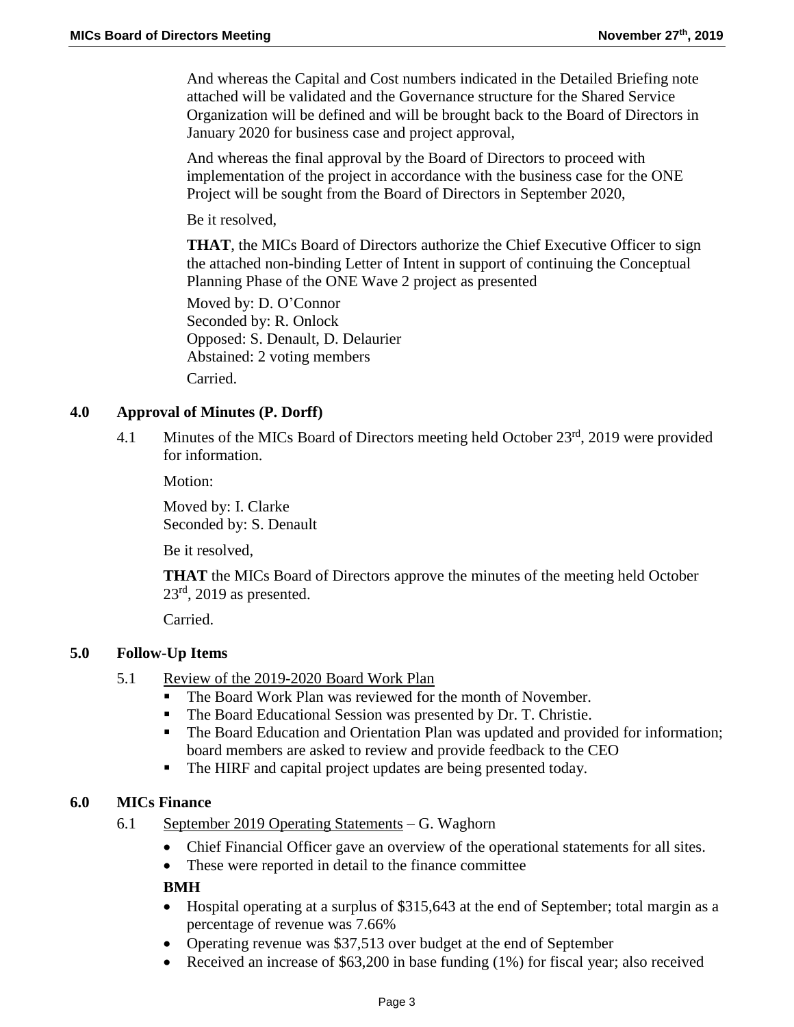And whereas the Capital and Cost numbers indicated in the Detailed Briefing note attached will be validated and the Governance structure for the Shared Service Organization will be defined and will be brought back to the Board of Directors in January 2020 for business case and project approval,

And whereas the final approval by the Board of Directors to proceed with implementation of the project in accordance with the business case for the ONE Project will be sought from the Board of Directors in September 2020,

Be it resolved,

**THAT**, the MICs Board of Directors authorize the Chief Executive Officer to sign the attached non-binding Letter of Intent in support of continuing the Conceptual Planning Phase of the ONE Wave 2 project as presented

Moved by: D. O'Connor
Seconded by: R. Onlock
Opposed: S. Denault, D. Delaurier
Abstained: 2 voting members
Carried.

## 4.0 Approval of Minutes (P. Dorff)

4.1 Minutes of the MICs Board of Directors meeting held October 23rd, 2019 were provided for information.

Motion:

Moved by: I. Clarke
Seconded by: S. Denault

Be it resolved,

**THAT** the MICs Board of Directors approve the minutes of the meeting held October 23rd, 2019 as presented.

Carried.

## 5.0 Follow-Up Items

5.1 Review of the 2019-2020 Board Work Plan

- The Board Work Plan was reviewed for the month of November.
- The Board Educational Session was presented by Dr. T. Christie.
- The Board Education and Orientation Plan was updated and provided for information; board members are asked to review and provide feedback to the CEO
- The HIRF and capital project updates are being presented today.

## 6.0 MICs Finance

6.1 September 2019 Operating Statements – G. Waghorn

- Chief Financial Officer gave an overview of the operational statements for all sites.
- These were reported in detail to the finance committee

**BMH**

- Hospital operating at a surplus of $315,643 at the end of September; total margin as a percentage of revenue was 7.66%
- Operating revenue was $37,513 over budget at the end of September
- Received an increase of $63,200 in base funding (1%) for fiscal year; also received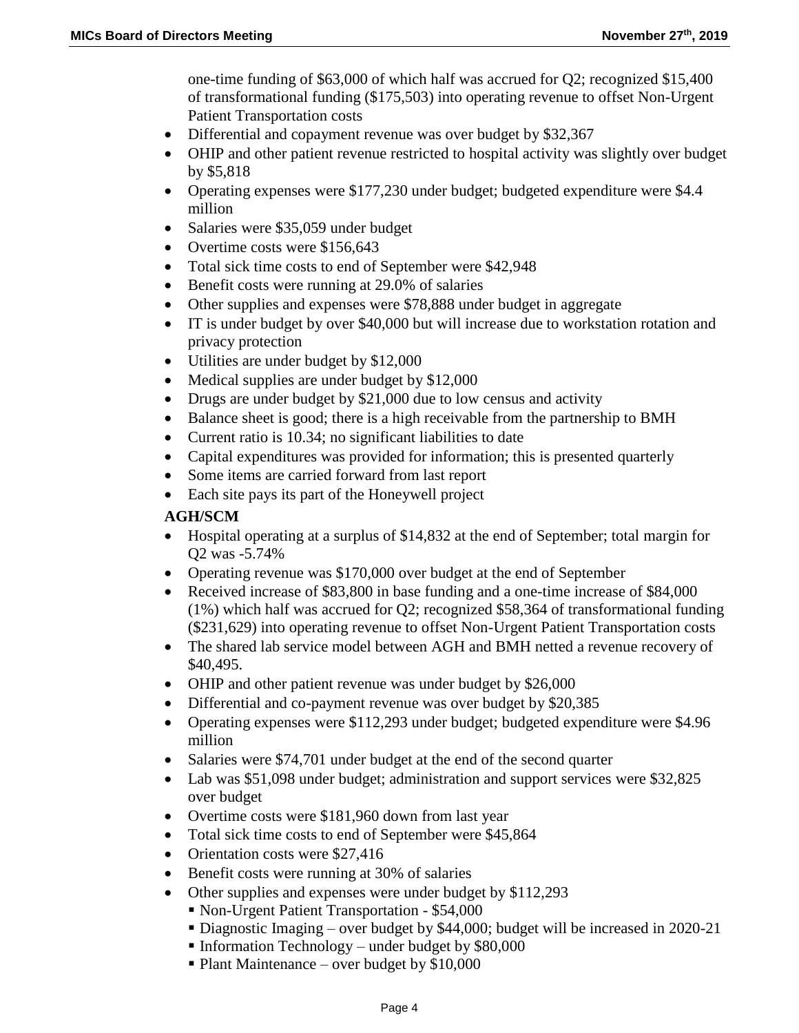one-time funding of $63,000 of which half was accrued for Q2; recognized $15,400 of transformational funding ($175,503) into operating revenue to offset Non-Urgent Patient Transportation costs

- Differential and copayment revenue was over budget by $32,367
- OHIP and other patient revenue restricted to hospital activity was slightly over budget by $5,818
- Operating expenses were $177,230 under budget; budgeted expenditure were $4.4 million
- Salaries were $35,059 under budget
- Overtime costs were $156,643
- Total sick time costs to end of September were $42,948
- Benefit costs were running at 29.0% of salaries
- Other supplies and expenses were $78,888 under budget in aggregate
- IT is under budget by over $40,000 but will increase due to workstation rotation and privacy protection
- Utilities are under budget by $12,000
- Medical supplies are under budget by $12,000
- Drugs are under budget by $21,000 due to low census and activity
- Balance sheet is good; there is a high receivable from the partnership to BMH
- Current ratio is 10.34; no significant liabilities to date
- Capital expenditures was provided for information; this is presented quarterly
- Some items are carried forward from last report
- Each site pays its part of the Honeywell project

**AGH/SCM**

- Hospital operating at a surplus of $14,832 at the end of September; total margin for Q2 was -5.74%
- Operating revenue was $170,000 over budget at the end of September
- Received increase of $83,800 in base funding and a one-time increase of $84,000 (1%) which half was accrued for Q2; recognized $58,364 of transformational funding ($231,629) into operating revenue to offset Non-Urgent Patient Transportation costs
- The shared lab service model between AGH and BMH netted a revenue recovery of $40,495.
- OHIP and other patient revenue was under budget by $26,000
- Differential and co-payment revenue was over budget by $20,385
- Operating expenses were $112,293 under budget; budgeted expenditure were $4.96 million
- Salaries were $74,701 under budget at the end of the second quarter
- Lab was $51,098 under budget; administration and support services were $32,825 over budget
- Overtime costs were $181,960 down from last year
- Total sick time costs to end of September were $45,864
- Orientation costs were $27,416
- Benefit costs were running at 30% of salaries
- Other supplies and expenses were under budget by $112,293
  - Non-Urgent Patient Transportation - $54,000
  - Diagnostic Imaging – over budget by $44,000; budget will be increased in 2020-21
  - Information Technology – under budget by $80,000
  - Plant Maintenance – over budget by $10,000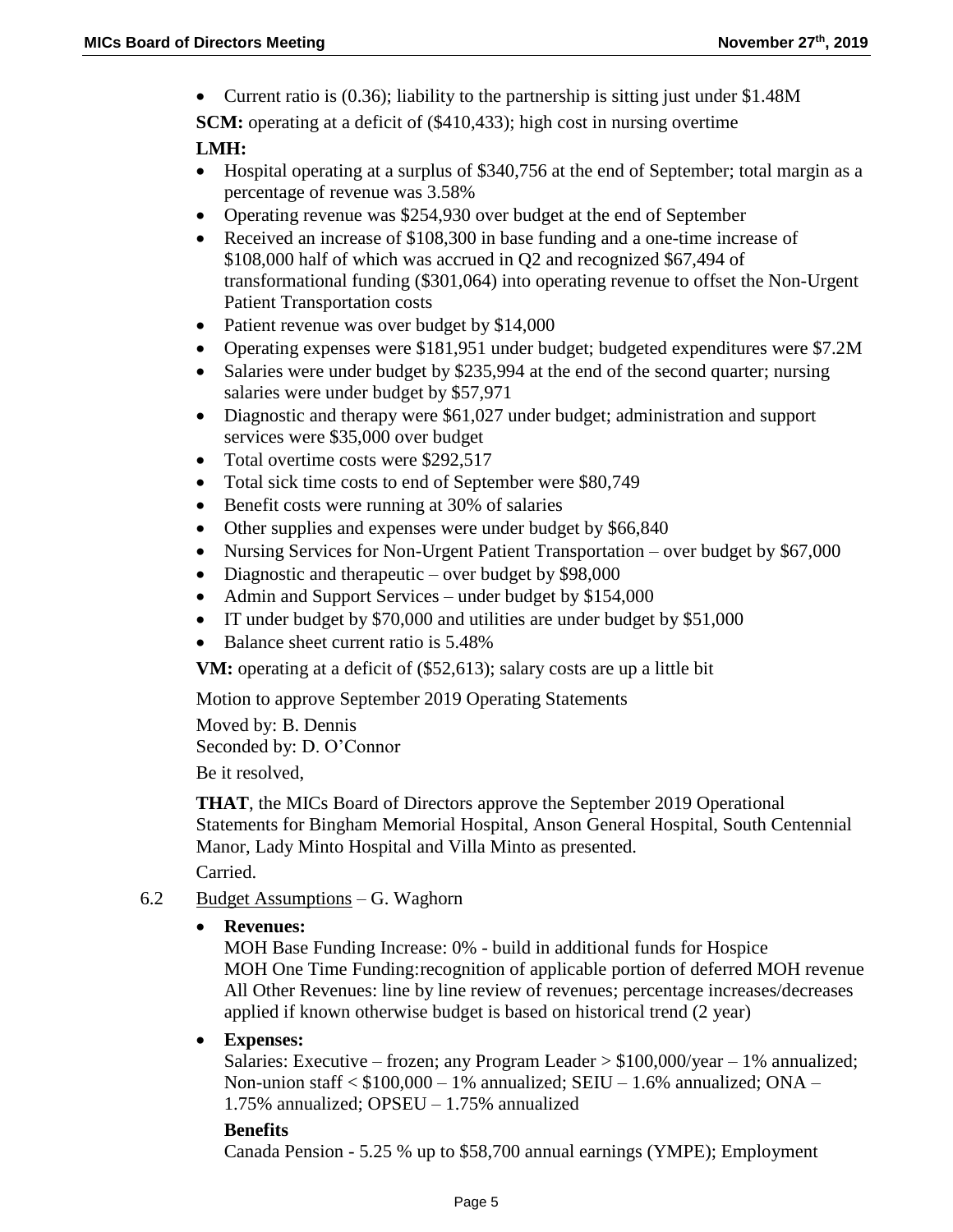- Current ratio is (0.36); liability to the partnership is sitting just under $1.48M

**SCM:** operating at a deficit of ($410,433); high cost in nursing overtime

**LMH:**

- Hospital operating at a surplus of $340,756 at the end of September; total margin as a percentage of revenue was 3.58%
- Operating revenue was $254,930 over budget at the end of September
- Received an increase of $108,300 in base funding and a one-time increase of $108,000 half of which was accrued in Q2 and recognized $67,494 of transformational funding ($301,064) into operating revenue to offset the Non-Urgent Patient Transportation costs
- Patient revenue was over budget by $14,000
- Operating expenses were $181,951 under budget; budgeted expenditures were $7.2M
- Salaries were under budget by $235,994 at the end of the second quarter; nursing salaries were under budget by $57,971
- Diagnostic and therapy were $61,027 under budget; administration and support services were $35,000 over budget
- Total overtime costs were $292,517
- Total sick time costs to end of September were $80,749
- Benefit costs were running at 30% of salaries
- Other supplies and expenses were under budget by $66,840
- Nursing Services for Non-Urgent Patient Transportation – over budget by $67,000
- Diagnostic and therapeutic – over budget by $98,000
- Admin and Support Services – under budget by $154,000
- IT under budget by $70,000 and utilities are under budget by $51,000
- Balance sheet current ratio is 5.48%

**VM:** operating at a deficit of ($52,613); salary costs are up a little bit

Motion to approve September 2019 Operating Statements

Moved by: B. Dennis
Seconded by: D. O'Connor

Be it resolved,

**THAT**, the MICs Board of Directors approve the September 2019 Operational Statements for Bingham Memorial Hospital, Anson General Hospital, South Centennial Manor, Lady Minto Hospital and Villa Minto as presented.
Carried.

6.2 Budget Assumptions – G. Waghorn

- **Revenues:**
  MOH Base Funding Increase: 0% - build in additional funds for Hospice
  MOH One Time Funding:recognition of applicable portion of deferred MOH revenue
  All Other Revenues: line by line review of revenues; percentage increases/decreases applied if known otherwise budget is based on historical trend (2 year)

- **Expenses:**
  Salaries: Executive – frozen; any Program Leader > $100,000/year – 1% annualized; Non-union staff < $100,000 – 1% annualized; SEIU – 1.6% annualized; ONA – 1.75% annualized; OPSEU – 1.75% annualized

  **Benefits**
  Canada Pension - 5.25 % up to $58,700 annual earnings (YMPE); Employment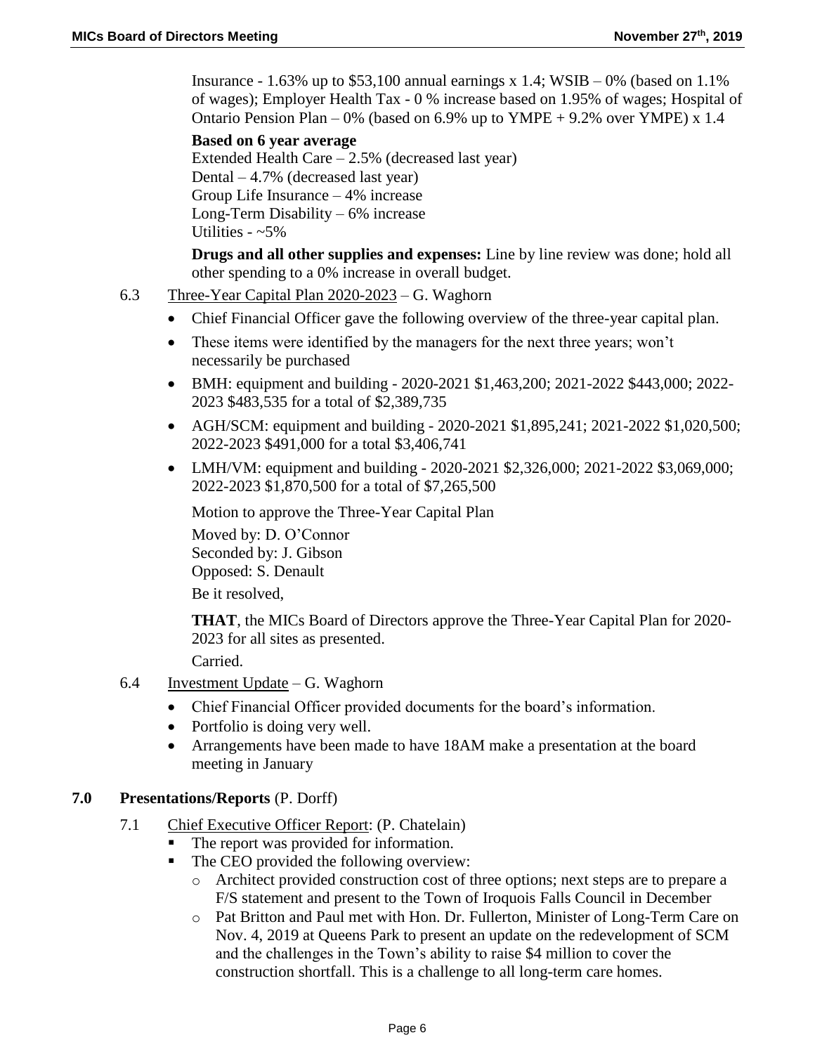Insurance - 1.63% up to \$53,100 annual earnings x 1.4; WSIB – 0% (based on 1.1% of wages); Employer Health Tax - 0 % increase based on 1.95% of wages; Hospital of Ontario Pension Plan – 0% (based on 6.9% up to YMPE + 9.2% over YMPE) x 1.4

**Based on 6 year average**
Extended Health Care – 2.5% (decreased last year)
Dental – 4.7% (decreased last year)
Group Life Insurance – 4% increase
Long-Term Disability – 6% increase
Utilities - ~5%

**Drugs and all other supplies and expenses:** Line by line review was done; hold all other spending to a 0% increase in overall budget.

6.3 Three-Year Capital Plan 2020-2023 – G. Waghorn

- Chief Financial Officer gave the following overview of the three-year capital plan.
- These items were identified by the managers for the next three years; won't necessarily be purchased
- BMH: equipment and building - 2020-2021 \$1,463,200; 2021-2022 \$443,000; 2022-2023 \$483,535 for a total of \$2,389,735
- AGH/SCM: equipment and building - 2020-2021 \$1,895,241; 2021-2022 \$1,020,500; 2022-2023 \$491,000 for a total \$3,406,741
- LMH/VM: equipment and building - 2020-2021 \$2,326,000; 2021-2022 \$3,069,000; 2022-2023 \$1,870,500 for a total of \$7,265,500

Motion to approve the Three-Year Capital Plan

Moved by: D. O'Connor
Seconded by: J. Gibson
Opposed: S. Denault

Be it resolved,

**THAT**, the MICs Board of Directors approve the Three-Year Capital Plan for 2020-2023 for all sites as presented.

Carried.

6.4 Investment Update – G. Waghorn

- Chief Financial Officer provided documents for the board's information.
- Portfolio is doing very well.
- Arrangements have been made to have 18AM make a presentation at the board meeting in January

## 7.0 Presentations/Reports (P. Dorff)

7.1 Chief Executive Officer Report: (P. Chatelain)

- The report was provided for information.
- The CEO provided the following overview:
  - Architect provided construction cost of three options; next steps are to prepare a F/S statement and present to the Town of Iroquois Falls Council in December
  - Pat Britton and Paul met with Hon. Dr. Fullerton, Minister of Long-Term Care on Nov. 4, 2019 at Queens Park to present an update on the redevelopment of SCM and the challenges in the Town's ability to raise \$4 million to cover the construction shortfall. This is a challenge to all long-term care homes.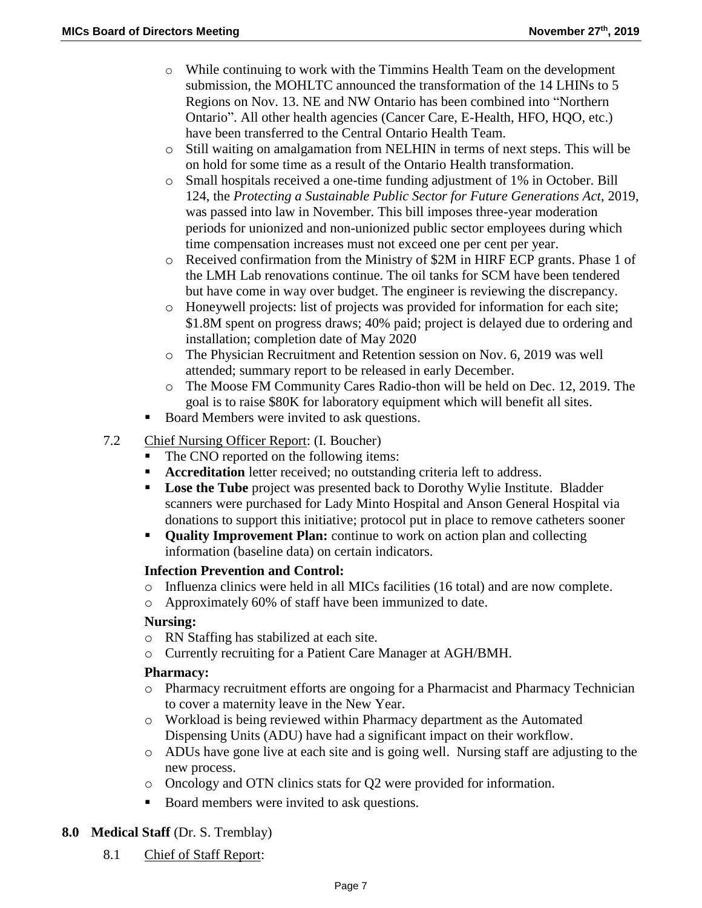- While continuing to work with the Timmins Health Team on the development submission, the MOHLTC announced the transformation of the 14 LHINs to 5 Regions on Nov. 13. NE and NW Ontario has been combined into "Northern Ontario". All other health agencies (Cancer Care, E-Health, HFO, HQO, etc.) have been transferred to the Central Ontario Health Team.
- Still waiting on amalgamation from NELHIN in terms of next steps. This will be on hold for some time as a result of the Ontario Health transformation.
- Small hospitals received a one-time funding adjustment of 1% in October. Bill 124, the *Protecting a Sustainable Public Sector for Future Generations Act*, 2019, was passed into law in November. This bill imposes three-year moderation periods for unionized and non-unionized public sector employees during which time compensation increases must not exceed one per cent per year.
- Received confirmation from the Ministry of $2M in HIRF ECP grants. Phase 1 of the LMH Lab renovations continue. The oil tanks for SCM have been tendered but have come in way over budget. The engineer is reviewing the discrepancy.
- Honeywell projects: list of projects was provided for information for each site; $1.8M spent on progress draws; 40% paid; project is delayed due to ordering and installation; completion date of May 2020
- The Physician Recruitment and Retention session on Nov. 6, 2019 was well attended; summary report to be released in early December.
- The Moose FM Community Cares Radio-thon will be held on Dec. 12, 2019. The goal is to raise $80K for laboratory equipment which will benefit all sites.

- Board Members were invited to ask questions.

7.2 Chief Nursing Officer Report: (I. Boucher)

- The CNO reported on the following items:
- **Accreditation** letter received; no outstanding criteria left to address.
- **Lose the Tube** project was presented back to Dorothy Wylie Institute. Bladder scanners were purchased for Lady Minto Hospital and Anson General Hospital via donations to support this initiative; protocol put in place to remove catheters sooner
- **Quality Improvement Plan:** continue to work on action plan and collecting information (baseline data) on certain indicators.

**Infection Prevention and Control:**

- Influenza clinics were held in all MICs facilities (16 total) and are now complete.
- Approximately 60% of staff have been immunized to date.

**Nursing:**

- RN Staffing has stabilized at each site.
- Currently recruiting for a Patient Care Manager at AGH/BMH.

**Pharmacy:**

- Pharmacy recruitment efforts are ongoing for a Pharmacist and Pharmacy Technician to cover a maternity leave in the New Year.
- Workload is being reviewed within Pharmacy department as the Automated Dispensing Units (ADU) have had a significant impact on their workflow.
- ADUs have gone live at each site and is going well. Nursing staff are adjusting to the new process.
- Oncology and OTN clinics stats for Q2 were provided for information.

- Board members were invited to ask questions.

**8.0 Medical Staff** (Dr. S. Tremblay)

8.1 Chief of Staff Report: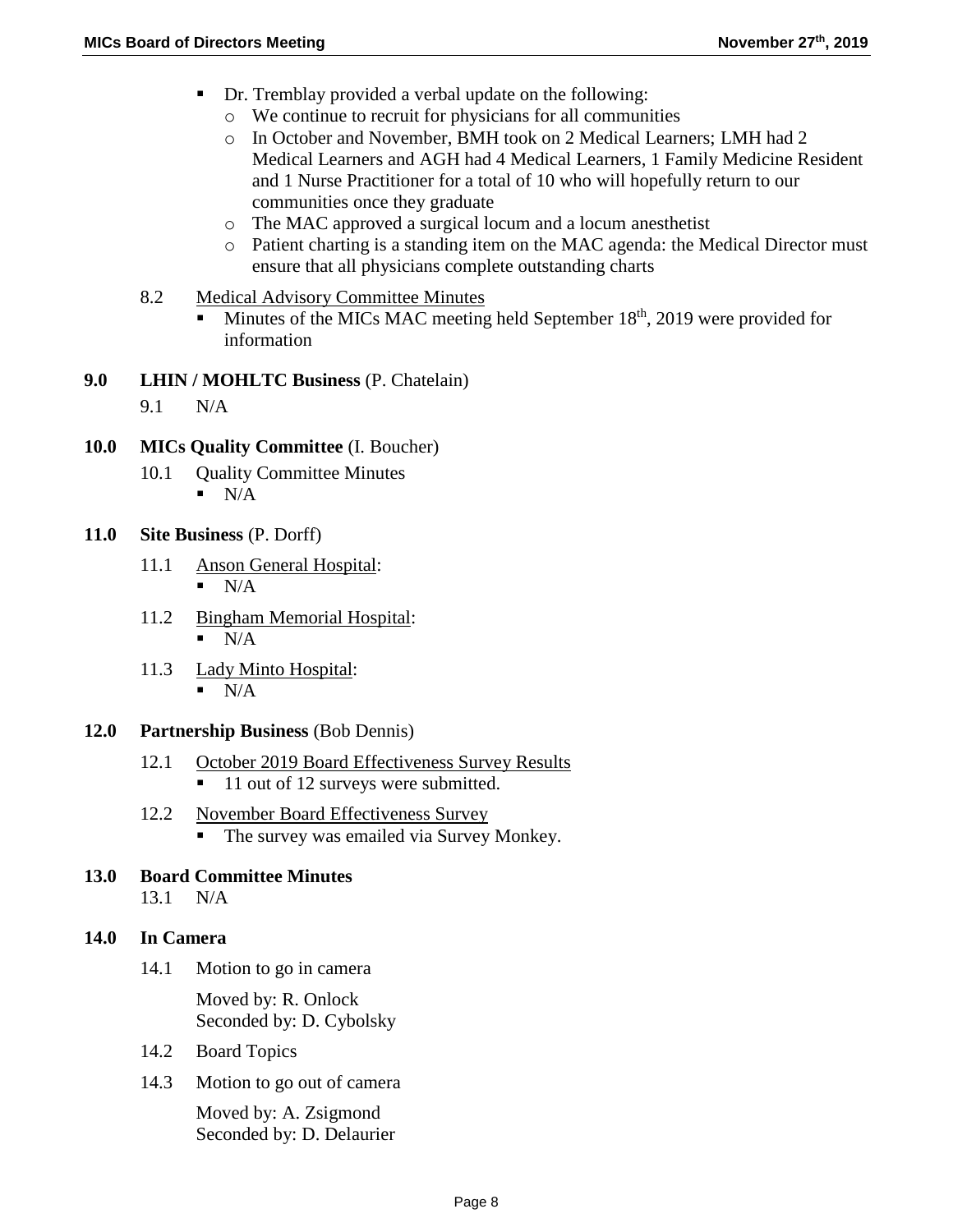- Dr. Tremblay provided a verbal update on the following:
  - We continue to recruit for physicians for all communities
  - In October and November, BMH took on 2 Medical Learners; LMH had 2 Medical Learners and AGH had 4 Medical Learners, 1 Family Medicine Resident and 1 Nurse Practitioner for a total of 10 who will hopefully return to our communities once they graduate
  - The MAC approved a surgical locum and a locum anesthetist
  - Patient charting is a standing item on the MAC agenda: the Medical Director must ensure that all physicians complete outstanding charts

8.2 Medical Advisory Committee Minutes

- Minutes of the MICs MAC meeting held September 18th, 2019 were provided for information

**9.0 LHIN / MOHLTC Business** (P. Chatelain)

9.1 N/A

**10.0 MICs Quality Committee** (I. Boucher)

10.1 Quality Committee Minutes

- N/A

**11.0 Site Business** (P. Dorff)

11.1 Anson General Hospital:

- N/A

11.2 Bingham Memorial Hospital:

- N/A

11.3 Lady Minto Hospital:

- N/A

**12.0 Partnership Business** (Bob Dennis)

12.1 October 2019 Board Effectiveness Survey Results

- 11 out of 12 surveys were submitted.

12.2 November Board Effectiveness Survey

- The survey was emailed via Survey Monkey.

**13.0 Board Committee Minutes**

13.1 N/A

**14.0 In Camera**

14.1 Motion to go in camera

Moved by: R. Onlock
Seconded by: D. Cybolsky

14.2 Board Topics

14.3 Motion to go out of camera

Moved by: A. Zsigmond
Seconded by: D. Delaurier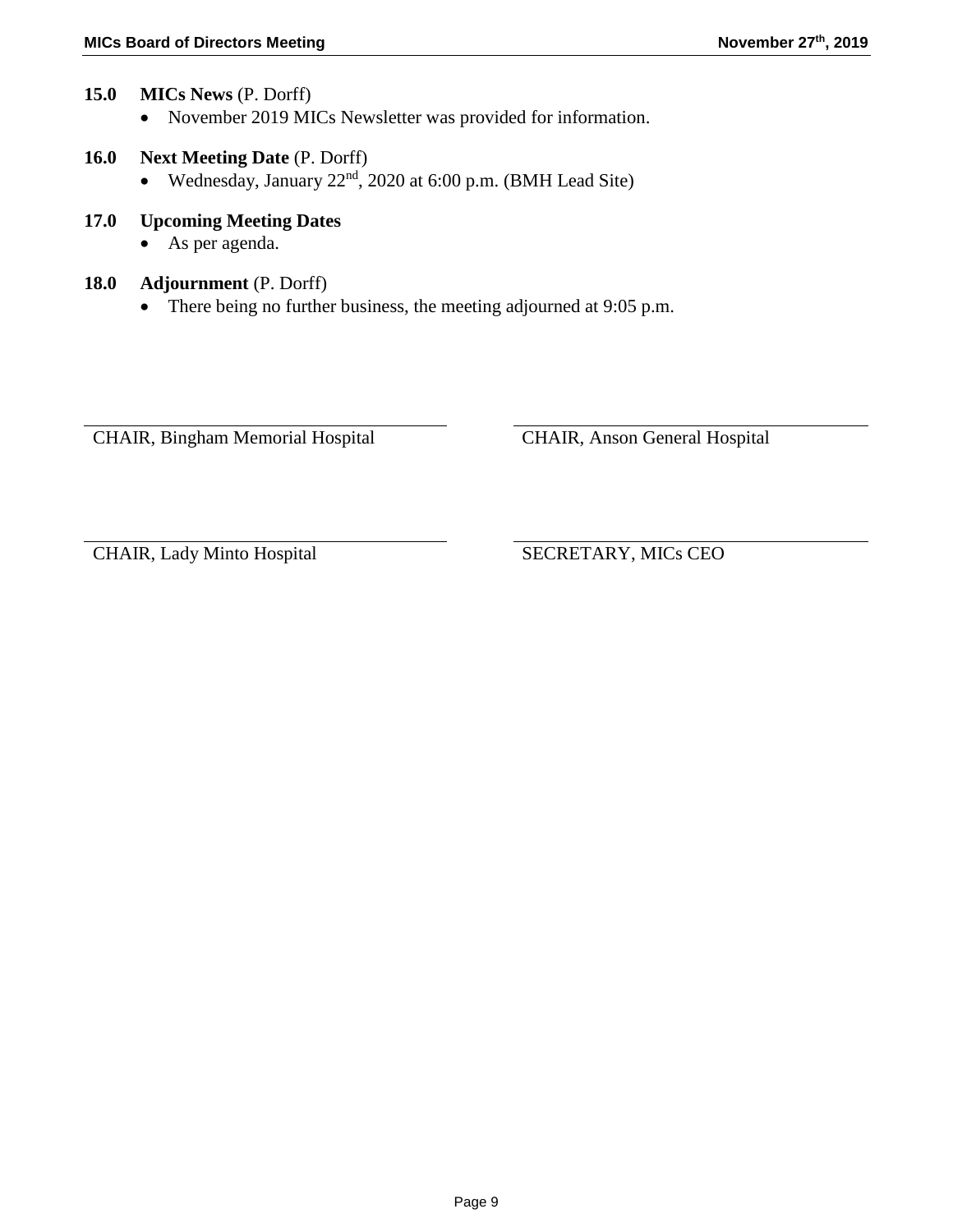**15.0 MICs News** (P. Dorff)

- November 2019 MICs Newsletter was provided for information.

**16.0 Next Meeting Date** (P. Dorff)

- Wednesday, January 22nd, 2020 at 6:00 p.m. (BMH Lead Site)

**17.0 Upcoming Meeting Dates**

- As per agenda.

**18.0 Adjournment** (P. Dorff)

- There being no further business, the meeting adjourned at 9:05 p.m.

| | |
|---|---|
| CHAIR, Bingham Memorial Hospital | CHAIR, Anson General Hospital |
| CHAIR, Lady Minto Hospital | SECRETARY, MICs CEO |